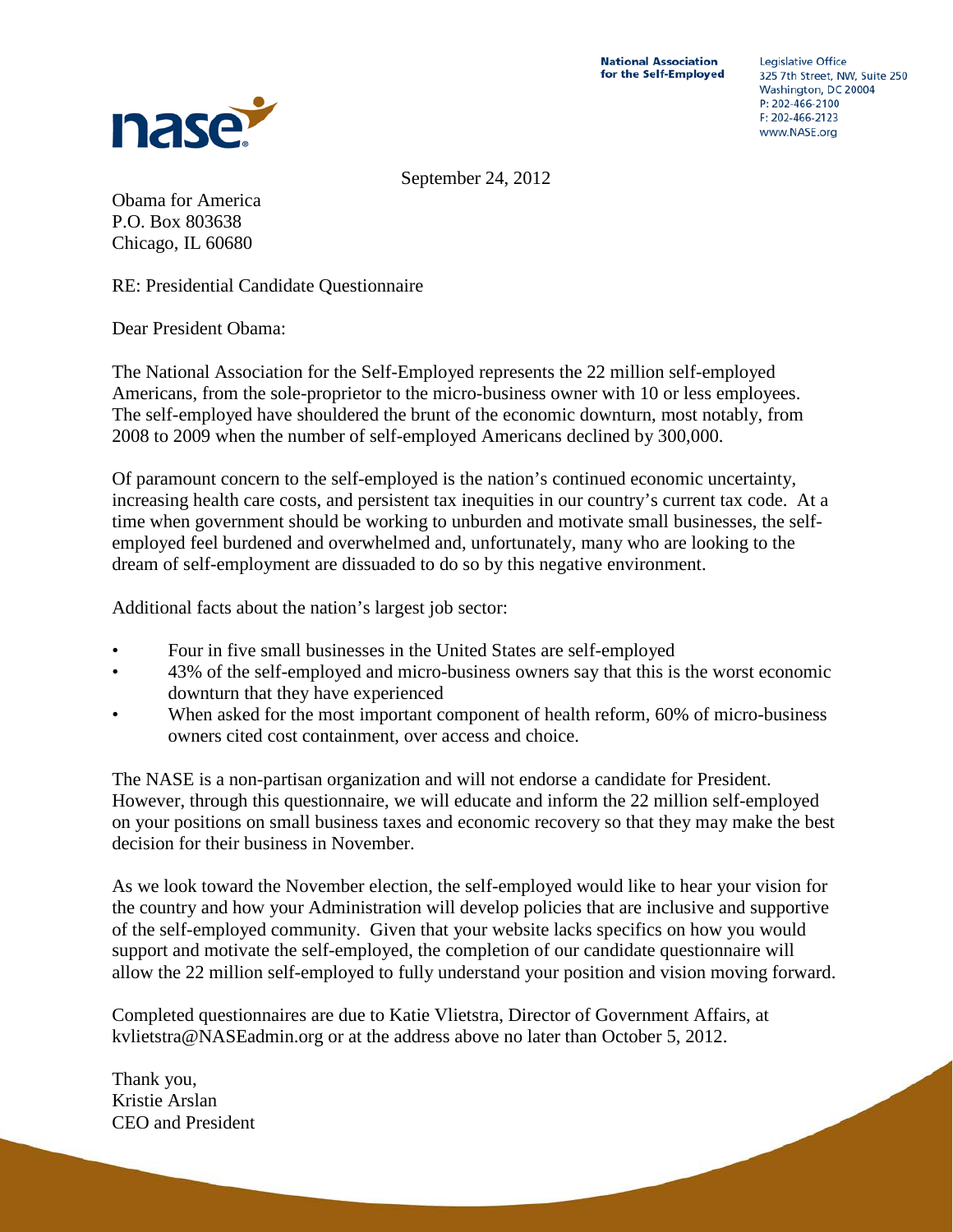National Association for the Self-Employed

Legislative Office
325 7th Street, NW, Suite 250
Washington, DC 20004
P: 202-466-2100
F: 202-466-2123
www.NASE.org

September 24, 2012

Obama for America
P.O. Box 803638
Chicago, IL 60680

RE: Presidential Candidate Questionnaire

Dear President Obama:

The National Association for the Self-Employed represents the 22 million self-employed Americans, from the sole-proprietor to the micro-business owner with 10 or less employees. The self-employed have shouldered the brunt of the economic downturn, most notably, from 2008 to 2009 when the number of self-employed Americans declined by 300,000.

Of paramount concern to the self-employed is the nation's continued economic uncertainty, increasing health care costs, and persistent tax inequities in our country's current tax code. At a time when government should be working to unburden and motivate small businesses, the self-employed feel burdened and overwhelmed and, unfortunately, many who are looking to the dream of self-employment are dissuaded to do so by this negative environment.

Additional facts about the nation's largest job sector:

- Four in five small businesses in the United States are self-employed
- 43% of the self-employed and micro-business owners say that this is the worst economic downturn that they have experienced
- When asked for the most important component of health reform, 60% of micro-business owners cited cost containment, over access and choice.

The NASE is a non-partisan organization and will not endorse a candidate for President. However, through this questionnaire, we will educate and inform the 22 million self-employed on your positions on small business taxes and economic recovery so that they may make the best decision for their business in November.

As we look toward the November election, the self-employed would like to hear your vision for the country and how your Administration will develop policies that are inclusive and supportive of the self-employed community. Given that your website lacks specifics on how you would support and motivate the self-employed, the completion of our candidate questionnaire will allow the 22 million self-employed to fully understand your position and vision moving forward.

Completed questionnaires are due to Katie Vlietstra, Director of Government Affairs, at kvlietstra@NASEadmin.org or at the address above no later than October 5, 2012.

Thank you,
Kristie Arslan
CEO and President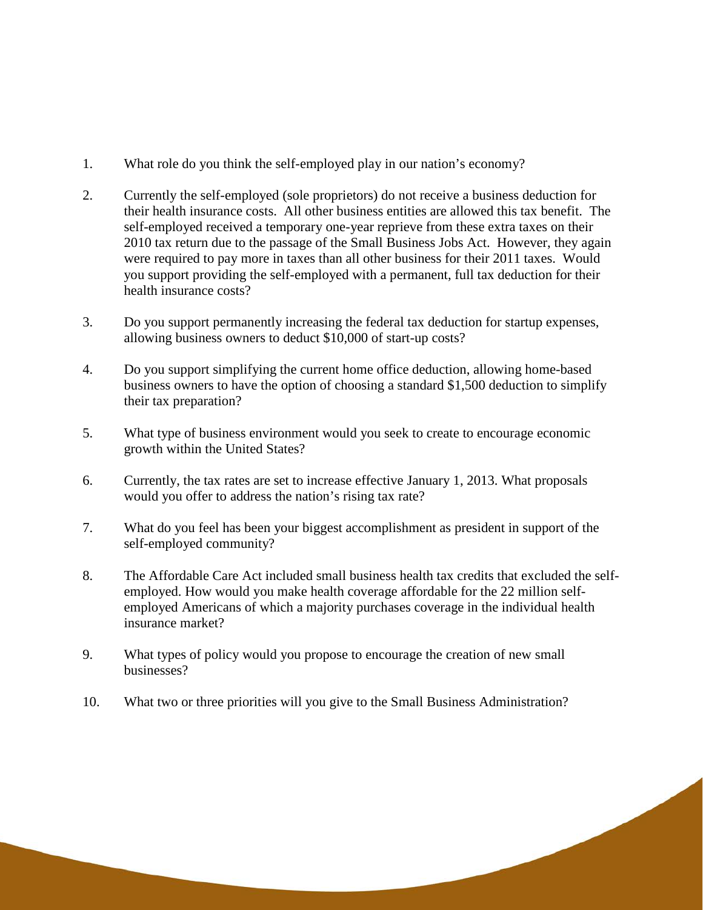1. What role do you think the self-employed play in our nation's economy?

2. Currently the self-employed (sole proprietors) do not receive a business deduction for their health insurance costs. All other business entities are allowed this tax benefit. The self-employed received a temporary one-year reprieve from these extra taxes on their 2010 tax return due to the passage of the Small Business Jobs Act. However, they again were required to pay more in taxes than all other business for their 2011 taxes. Would you support providing the self-employed with a permanent, full tax deduction for their health insurance costs?

3. Do you support permanently increasing the federal tax deduction for startup expenses, allowing business owners to deduct $10,000 of start-up costs?

4. Do you support simplifying the current home office deduction, allowing home-based business owners to have the option of choosing a standard $1,500 deduction to simplify their tax preparation?

5. What type of business environment would you seek to create to encourage economic growth within the United States?

6. Currently, the tax rates are set to increase effective January 1, 2013. What proposals would you offer to address the nation's rising tax rate?

7. What do you feel has been your biggest accomplishment as president in support of the self-employed community?

8. The Affordable Care Act included small business health tax credits that excluded the self-employed. How would you make health coverage affordable for the 22 million self-employed Americans of which a majority purchases coverage in the individual health insurance market?

9. What types of policy would you propose to encourage the creation of new small businesses?

10. What two or three priorities will you give to the Small Business Administration?